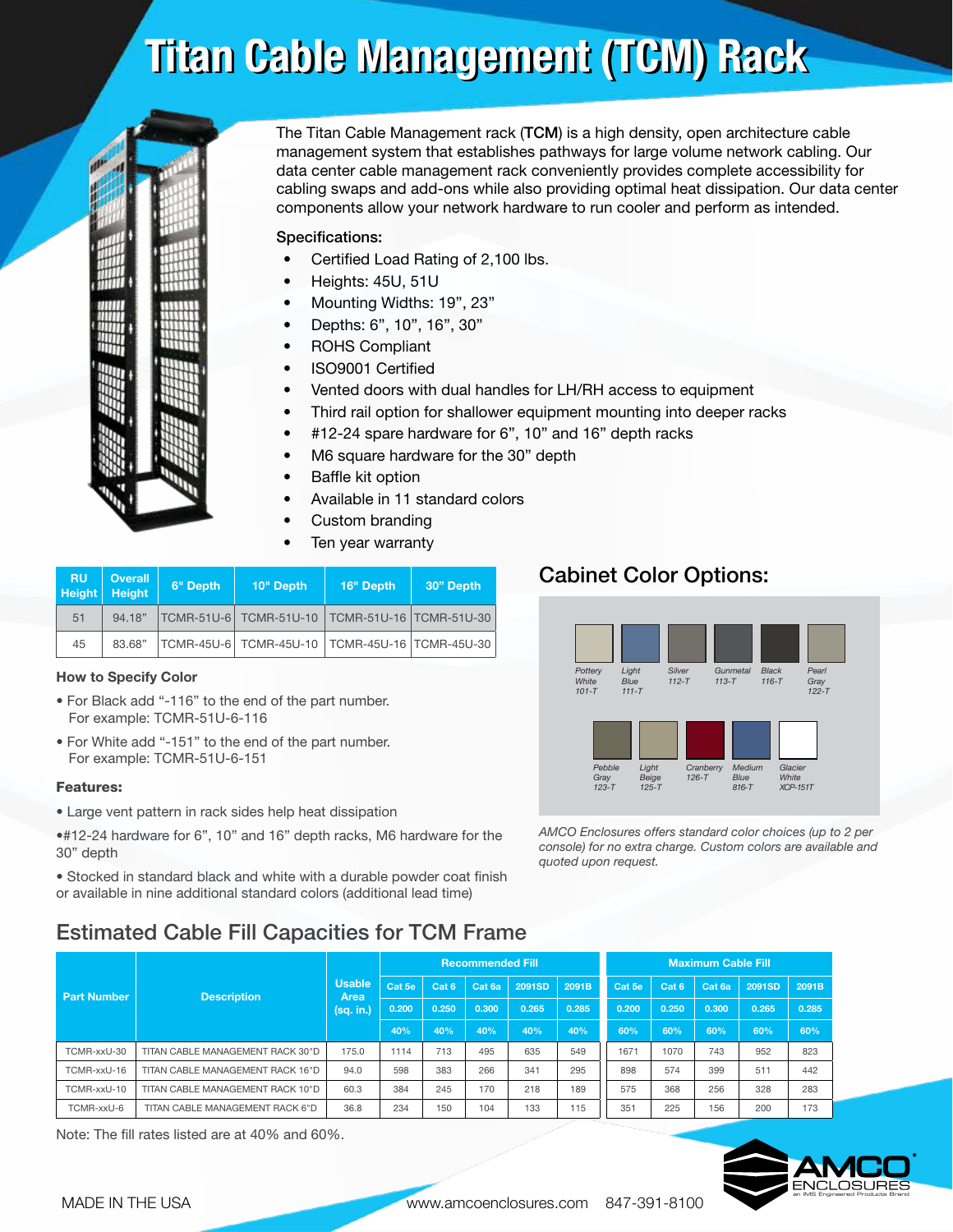# Titan Cable Management (TCM) Rack

The Titan Cable Management rack (**TCM**) is a high density, open architecture cable management system that establishes pathways for large volume network cabling. Our data center cable management rack conveniently provides complete accessibility for cabling swaps and add-ons while also providing optimal heat dissipation. Our data center components allow your network hardware to run cooler and perform as intended.

Specifications:

- Certified Load Rating of 2,100 lbs.
- Heights: 45U, 51U
- Mounting Widths: 19", 23"
- Depths: 6", 10", 16", 30"
- ROHS Compliant
- ISO9001 Certified
- Vented doors with dual handles for LH/RH access to equipment
- Third rail option for shallower equipment mounting into deeper racks
- #12-24 spare hardware for 6", 10" and 16" depth racks
- M6 square hardware for the 30" depth
- Baffle kit option
- Available in 11 standard colors
- Custom branding
- Ten year warranty

| RU Height | Overall Height | 6" Depth | 10" Depth | 16" Depth | 30" Depth |
|---|---|---|---|---|---|
| 51 | 94.18" | TCMR-51U-6 | TCMR-51U-10 | TCMR-51U-16 | TCMR-51U-30 |
| 45 | 83.68" | TCMR-45U-6 | TCMR-45U-10 | TCMR-45U-16 | TCMR-45U-30 |

### How to Specify Color

- For Black add "-116" to the end of the part number.
  For example: TCMR-51U-6-116
- For White add "-151" to the end of the part number.
  For example: TCMR-51U-6-151

### Features:

- Large vent pattern in rack sides help heat dissipation
- #12-24 hardware for 6", 10" and 16" depth racks, M6 hardware for the 30" depth
- Stocked in standard black and white with a durable powder coat finish or available in nine additional standard colors (additional lead time)

## Cabinet Color Options:

*Pottery White 101-T*, *Light Blue 111-T*, *Silver 112-T*, *Gunmetal 113-T*, *Black 116-T*, *Pearl Gray 122-T*, *Pebble Gray 123-T*, *Light Beige 125-T*, *Cranberry 126-T*, *Medium Blue 816-T*, *Glacier White XCP-151T*

*AMCO Enclosures offers standard color choices (up to 2 per console) for no extra charge. Custom colors are available and quoted upon request.*

## Estimated Cable Fill Capacities for TCM Frame

| Part Number | Description | Usable Area (sq. in.) | Recommended Fill | | | | | Maximum Cable Fill | | | | |
|---|---|---|---|---|---|---|---|---|---|---|---|---|
| | | | Cat 5e | Cat 6 | Cat 6a | 2091SD | 2091B | Cat 5e | Cat 6 | Cat 6a | 2091SD | 2091B |
| | | | 0.200 | 0.250 | 0.300 | 0.265 | 0.285 | 0.200 | 0.250 | 0.300 | 0.265 | 0.285 |
| | | | 40% | 40% | 40% | 40% | 40% | 60% | 60% | 60% | 60% | 60% |
| TCMR-xxU-30 | TITAN CABLE MANAGEMENT RACK 30"D | 175.0 | 1114 | 713 | 495 | 635 | 549 | 1671 | 1070 | 743 | 952 | 823 |
| TCMR-xxU-16 | TITAN CABLE MANAGEMENT RACK 16"D | 94.0 | 598 | 383 | 266 | 341 | 295 | 898 | 574 | 399 | 511 | 442 |
| TCMR-xxU-10 | TITAN CABLE MANAGEMENT RACK 10"D | 60.3 | 384 | 245 | 170 | 218 | 189 | 575 | 368 | 256 | 328 | 283 |
| TCMR-xxU-6 | TITAN CABLE MANAGEMENT RACK 6"D | 36.8 | 234 | 150 | 104 | 133 | 115 | 351 | 225 | 156 | 200 | 173 |

Note: The fill rates listed are at 40% and 60%.

MADE IN THE USA

www.amcoenclosures.com 847-391-8100

AMCO ENCLOSURES an IMS Engineered Products Brand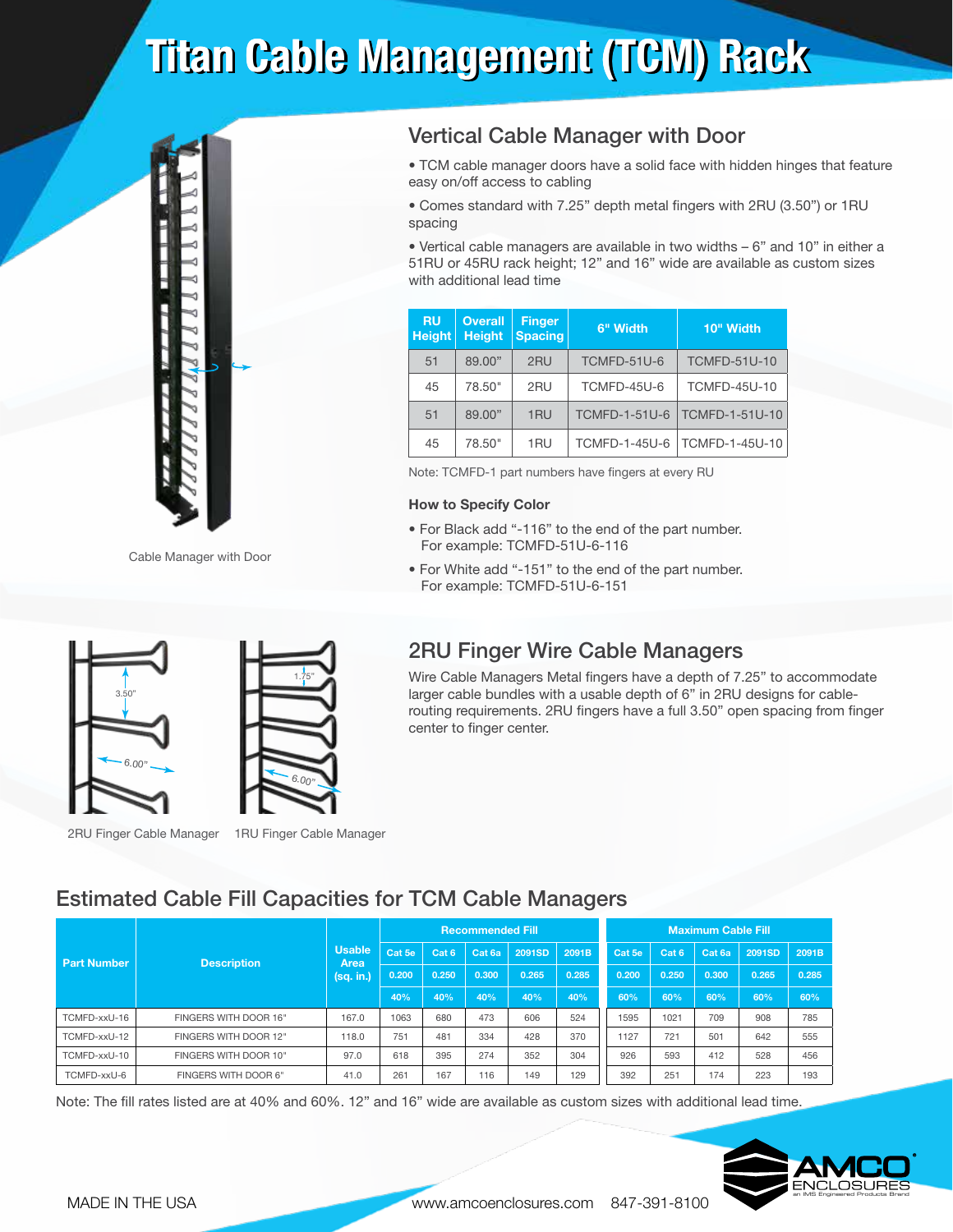# Titan Cable Management (TCM) Rack

## Vertical Cable Manager with Door

- TCM cable manager doors have a solid face with hidden hinges that feature easy on/off access to cabling
- Comes standard with 7.25" depth metal fingers with 2RU (3.50") or 1RU spacing
- Vertical cable managers are available in two widths – 6" and 10" in either a 51RU or 45RU rack height; 12" and 16" wide are available as custom sizes with additional lead time

| RU Height | Overall Height | Finger Spacing | 6" Width | 10" Width |
|---|---|---|---|---|
| 51 | 89.00" | 2RU | TCMFD-51U-6 | TCMFD-51U-10 |
| 45 | 78.50" | 2RU | TCMFD-45U-6 | TCMFD-45U-10 |
| 51 | 89.00" | 1RU | TCMFD-1-51U-6 | TCMFD-1-51U-10 |
| 45 | 78.50" | 1RU | TCMFD-1-45U-6 | TCMFD-1-45U-10 |

Note: TCMFD-1 part numbers have fingers at every RU

Cable Manager with Door

### How to Specify Color

- For Black add "-116" to the end of the part number. For example: TCMFD-51U-6-116
- For White add "-151" to the end of the part number. For example: TCMFD-51U-6-151

## 2RU Finger Wire Cable Managers

Wire Cable Managers Metal fingers have a depth of 7.25" to accommodate larger cable bundles with a usable depth of 6" in 2RU designs for cable-routing requirements. 2RU fingers have a full 3.50" open spacing from finger center to finger center.

3.50"
6.00"

2RU Finger Cable Manager

1.75"
6.00"

1RU Finger Cable Manager

## Estimated Cable Fill Capacities for TCM Cable Managers

| Part Number | Description | Usable Area (sq. in.) | Recommended Fill | | | | | Maximum Cable Fill | | | | |
|---|---|---|---|---|---|---|---|---|---|---|---|---|
| | | | Cat 5e | Cat 6 | Cat 6a | 2091SD | 2091B | Cat 5e | Cat 6 | Cat 6a | 2091SD | 2091B |
| | | | 0.200 | 0.250 | 0.300 | 0.265 | 0.285 | 0.200 | 0.250 | 0.300 | 0.265 | 0.285 |
| | | | 40% | 40% | 40% | 40% | 40% | 60% | 60% | 60% | 60% | 60% |
| TCMFD-xxU-16 | FINGERS WITH DOOR 16" | 167.0 | 1063 | 680 | 473 | 606 | 524 | 1595 | 1021 | 709 | 908 | 785 |
| TCMFD-xxU-12 | FINGERS WITH DOOR 12" | 118.0 | 751 | 481 | 334 | 428 | 370 | 1127 | 721 | 501 | 642 | 555 |
| TCMFD-xxU-10 | FINGERS WITH DOOR 10" | 97.0 | 618 | 395 | 274 | 352 | 304 | 926 | 593 | 412 | 528 | 456 |
| TCMFD-xxU-6 | FINGERS WITH DOOR 6" | 41.0 | 261 | 167 | 116 | 149 | 129 | 392 | 251 | 174 | 223 | 193 |

Note: The fill rates listed are at 40% and 60%. 12" and 16" wide are available as custom sizes with additional lead time.

MADE IN THE USA www.amcoenclosures.com 847-391-8100

AMCO ENCLOSURES an IMS Engineered Products Brand